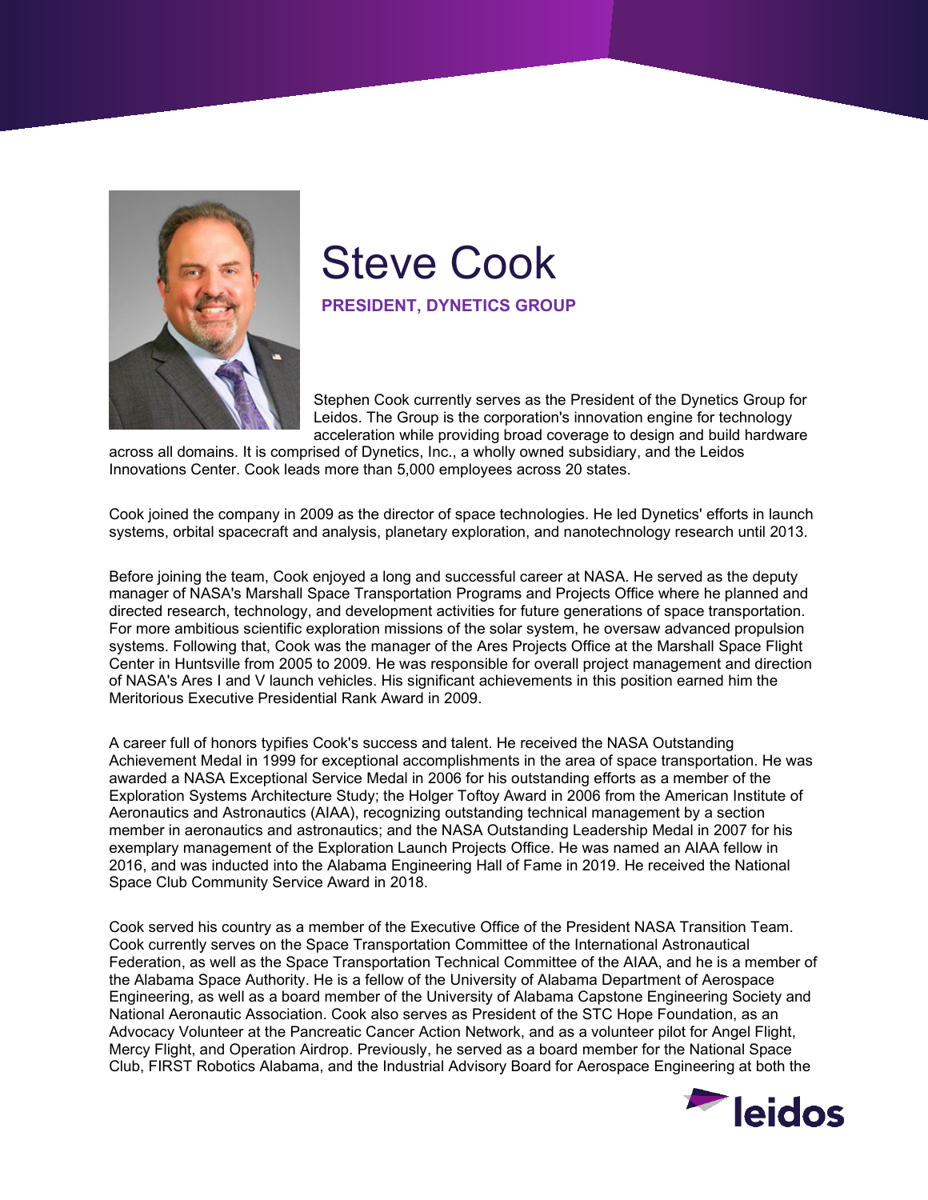# Steve Cook

**PRESIDENT, DYNETICS GROUP**

Stephen Cook currently serves as the President of the Dynetics Group for Leidos. The Group is the corporation's innovation engine for technology acceleration while providing broad coverage to design and build hardware across all domains. It is comprised of Dynetics, Inc., a wholly owned subsidiary, and the Leidos Innovations Center. Cook leads more than 5,000 employees across 20 states.

Cook joined the company in 2009 as the director of space technologies. He led Dynetics' efforts in launch systems, orbital spacecraft and analysis, planetary exploration, and nanotechnology research until 2013.

Before joining the team, Cook enjoyed a long and successful career at NASA. He served as the deputy manager of NASA's Marshall Space Transportation Programs and Projects Office where he planned and directed research, technology, and development activities for future generations of space transportation. For more ambitious scientific exploration missions of the solar system, he oversaw advanced propulsion systems. Following that, Cook was the manager of the Ares Projects Office at the Marshall Space Flight Center in Huntsville from 2005 to 2009. He was responsible for overall project management and direction of NASA's Ares I and V launch vehicles. His significant achievements in this position earned him the Meritorious Executive Presidential Rank Award in 2009.

A career full of honors typifies Cook's success and talent. He received the NASA Outstanding Achievement Medal in 1999 for exceptional accomplishments in the area of space transportation. He was awarded a NASA Exceptional Service Medal in 2006 for his outstanding efforts as a member of the Exploration Systems Architecture Study; the Holger Toftoy Award in 2006 from the American Institute of Aeronautics and Astronautics (AIAA), recognizing outstanding technical management by a section member in aeronautics and astronautics; and the NASA Outstanding Leadership Medal in 2007 for his exemplary management of the Exploration Launch Projects Office. He was named an AIAA fellow in 2016, and was inducted into the Alabama Engineering Hall of Fame in 2019. He received the National Space Club Community Service Award in 2018.

Cook served his country as a member of the Executive Office of the President NASA Transition Team. Cook currently serves on the Space Transportation Committee of the International Astronautical Federation, as well as the Space Transportation Technical Committee of the AIAA, and he is a member of the Alabama Space Authority. He is a fellow of the University of Alabama Department of Aerospace Engineering, as well as a board member of the University of Alabama Capstone Engineering Society and National Aeronautic Association. Cook also serves as President of the STC Hope Foundation, as an Advocacy Volunteer at the Pancreatic Cancer Action Network, and as a volunteer pilot for Angel Flight, Mercy Flight, and Operation Airdrop. Previously, he served as a board member for the National Space Club, FIRST Robotics Alabama, and the Industrial Advisory Board for Aerospace Engineering at both the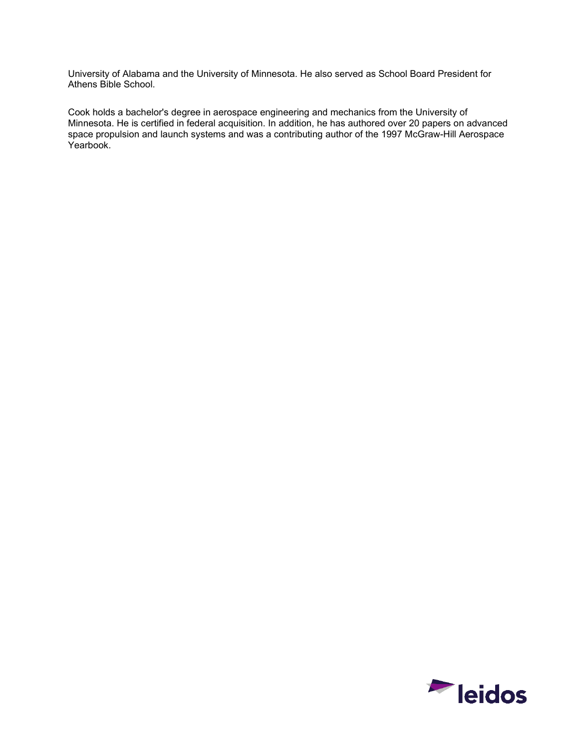University of Alabama and the University of Minnesota. He also served as School Board President for Athens Bible School.

Cook holds a bachelor's degree in aerospace engineering and mechanics from the University of Minnesota. He is certified in federal acquisition. In addition, he has authored over 20 papers on advanced space propulsion and launch systems and was a contributing author of the 1997 McGraw-Hill Aerospace Yearbook.